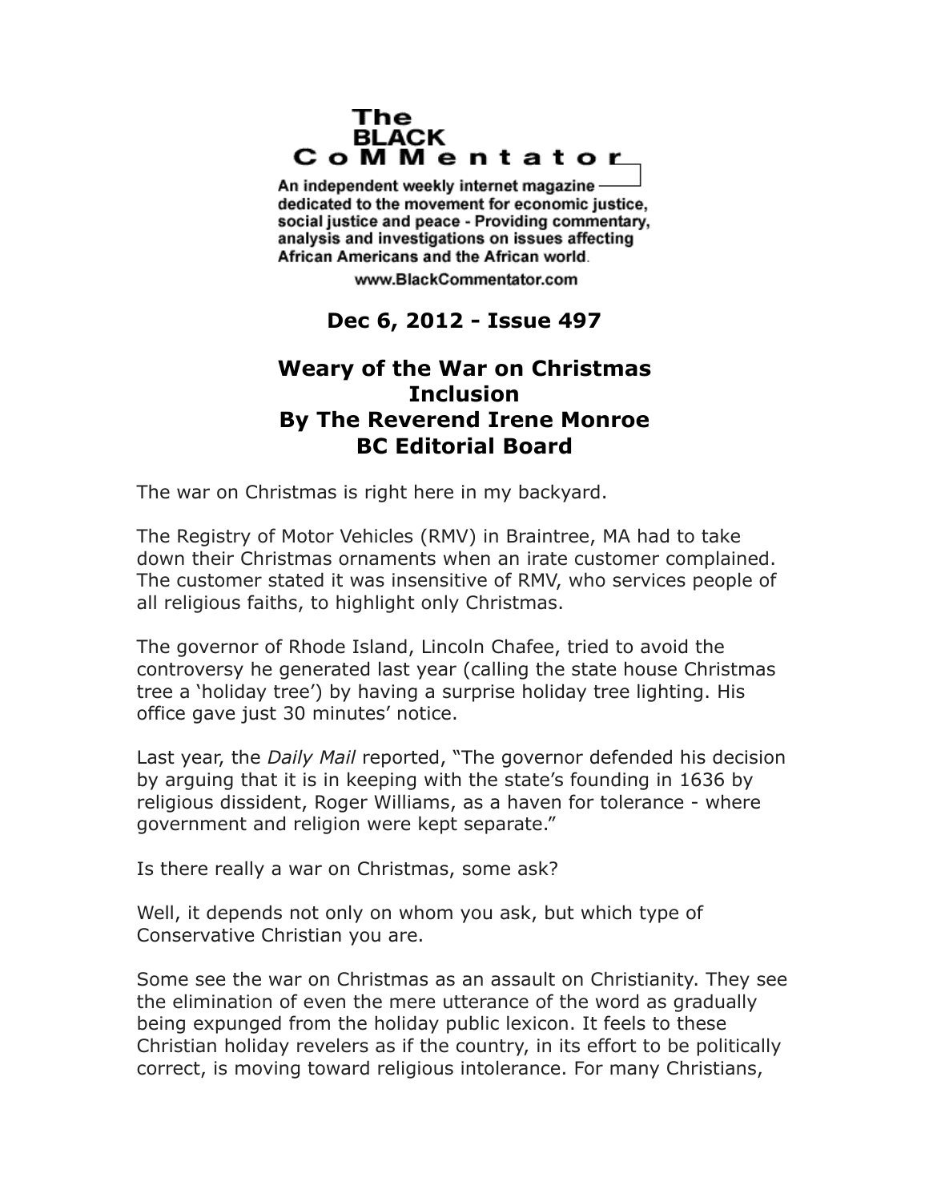# The BLACK CoMMentator

An independent weekly internet magazine dedicated to the movement for economic justice, social justice and peace - Providing commentary, analysis and investigations on issues affecting African Americans and the African world.

www.BlackCommentator.com

**Dec 6, 2012 - Issue 497**

## Weary of the War on Christmas Inclusion
## By The Reverend Irene Monroe
## BC Editorial Board

The war on Christmas is right here in my backyard.

The Registry of Motor Vehicles (RMV) in Braintree, MA had to take down their Christmas ornaments when an irate customer complained. The customer stated it was insensitive of RMV, who services people of all religious faiths, to highlight only Christmas.

The governor of Rhode Island, Lincoln Chafee, tried to avoid the controversy he generated last year (calling the state house Christmas tree a 'holiday tree') by having a surprise holiday tree lighting. His office gave just 30 minutes' notice.

Last year, the *Daily Mail* reported, "The governor defended his decision by arguing that it is in keeping with the state's founding in 1636 by religious dissident, Roger Williams, as a haven for tolerance - where government and religion were kept separate."

Is there really a war on Christmas, some ask?

Well, it depends not only on whom you ask, but which type of Conservative Christian you are.

Some see the war on Christmas as an assault on Christianity. They see the elimination of even the mere utterance of the word as gradually being expunged from the holiday public lexicon. It feels to these Christian holiday revelers as if the country, in its effort to be politically correct, is moving toward religious intolerance. For many Christians,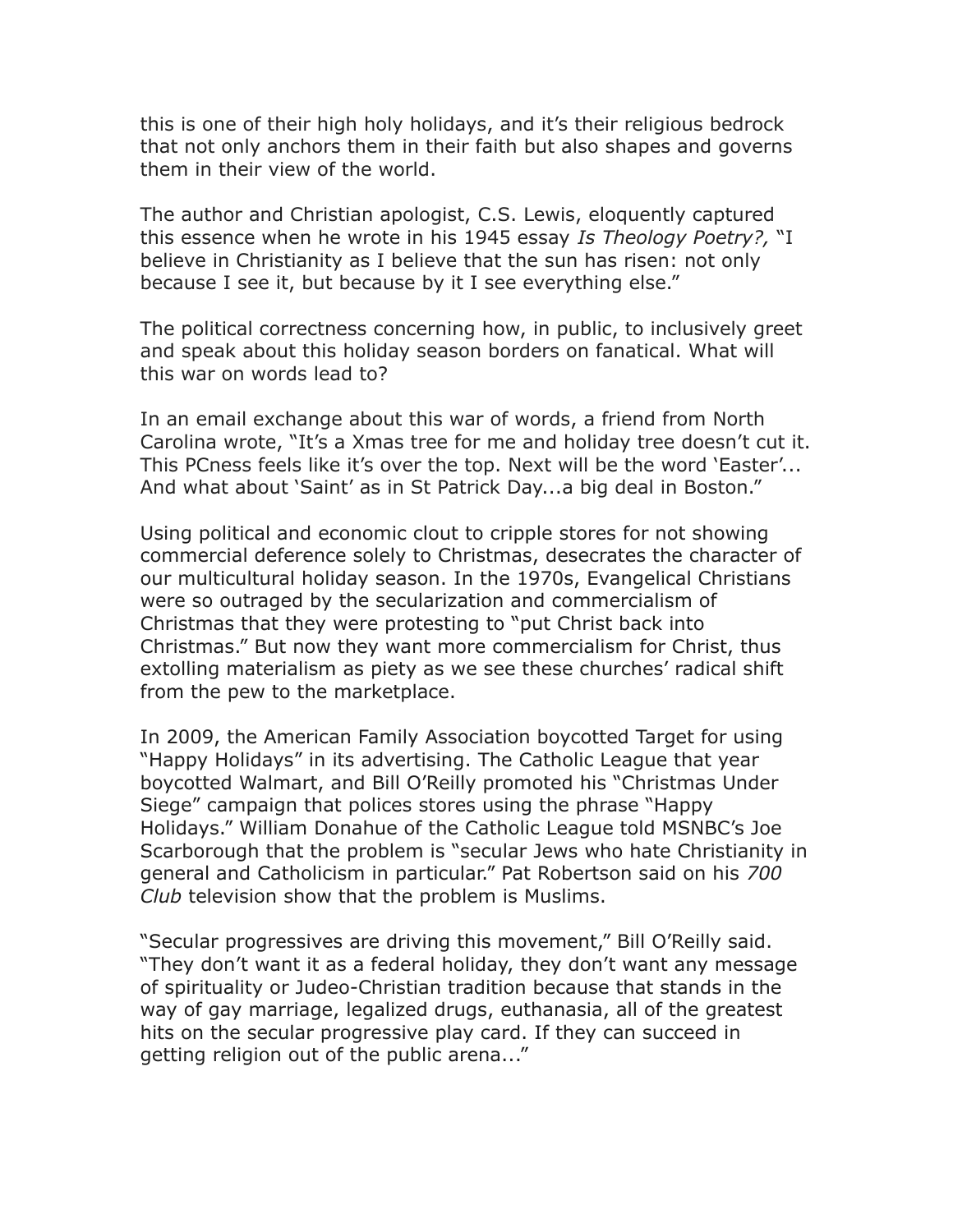this is one of their high holy holidays, and it's their religious bedrock that not only anchors them in their faith but also shapes and governs them in their view of the world.

The author and Christian apologist, C.S. Lewis, eloquently captured this essence when he wrote in his 1945 essay *Is Theology Poetry?,* "I believe in Christianity as I believe that the sun has risen: not only because I see it, but because by it I see everything else."

The political correctness concerning how, in public, to inclusively greet and speak about this holiday season borders on fanatical. What will this war on words lead to?

In an email exchange about this war of words, a friend from North Carolina wrote, "It's a Xmas tree for me and holiday tree doesn't cut it. This PCness feels like it's over the top. Next will be the word 'Easter'... And what about 'Saint' as in St Patrick Day...a big deal in Boston."

Using political and economic clout to cripple stores for not showing commercial deference solely to Christmas, desecrates the character of our multicultural holiday season. In the 1970s, Evangelical Christians were so outraged by the secularization and commercialism of Christmas that they were protesting to "put Christ back into Christmas." But now they want more commercialism for Christ, thus extolling materialism as piety as we see these churches' radical shift from the pew to the marketplace.

In 2009, the American Family Association boycotted Target for using "Happy Holidays" in its advertising. The Catholic League that year boycotted Walmart, and Bill O'Reilly promoted his "Christmas Under Siege" campaign that polices stores using the phrase "Happy Holidays." William Donahue of the Catholic League told MSNBC's Joe Scarborough that the problem is "secular Jews who hate Christianity in general and Catholicism in particular." Pat Robertson said on his *700 Club* television show that the problem is Muslims.

"Secular progressives are driving this movement," Bill O'Reilly said. "They don't want it as a federal holiday, they don't want any message of spirituality or Judeo-Christian tradition because that stands in the way of gay marriage, legalized drugs, euthanasia, all of the greatest hits on the secular progressive play card. If they can succeed in getting religion out of the public arena..."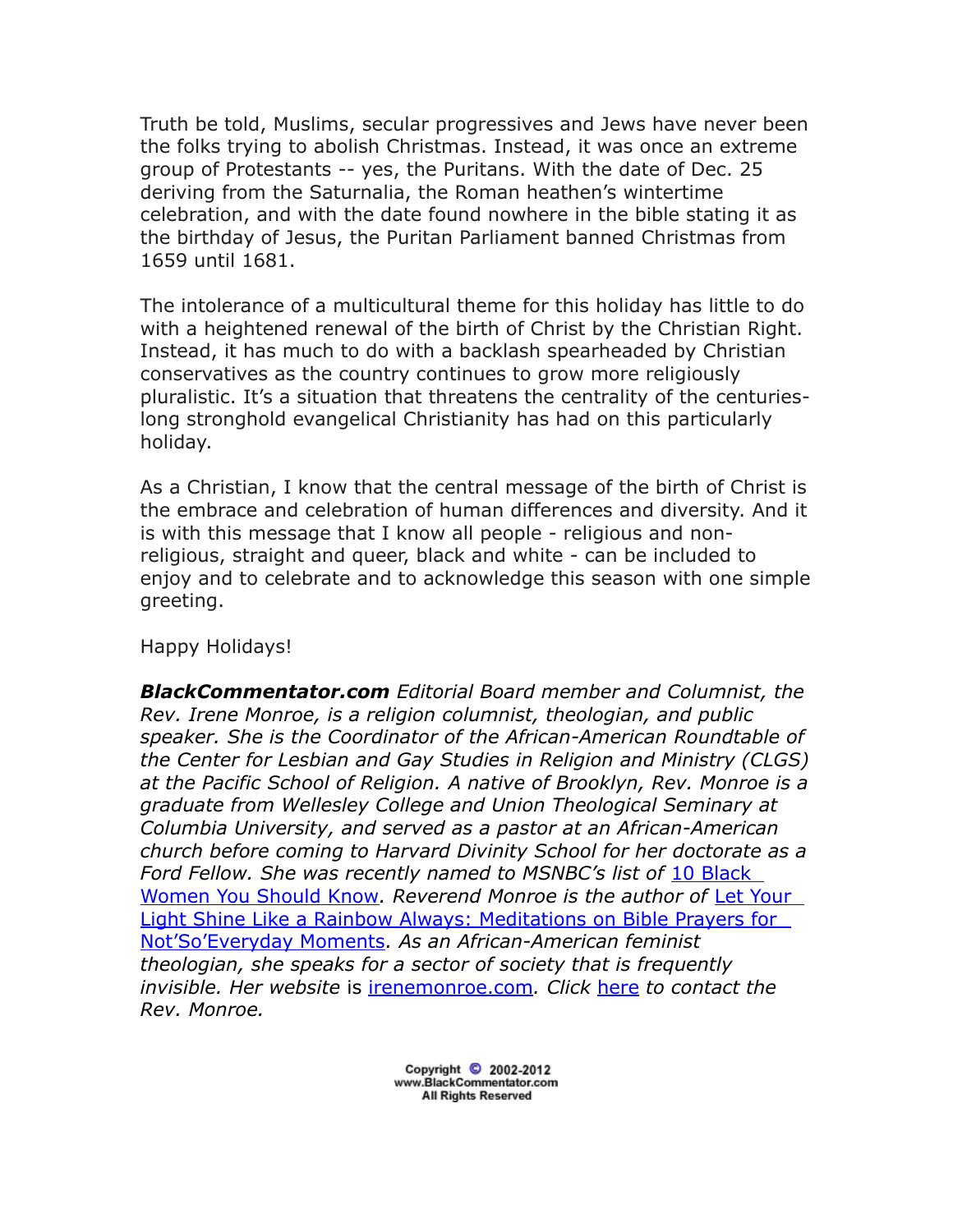Truth be told, Muslims, secular progressives and Jews have never been the folks trying to abolish Christmas. Instead, it was once an extreme group of Protestants -- yes, the Puritans. With the date of Dec. 25 deriving from the Saturnalia, the Roman heathen's wintertime celebration, and with the date found nowhere in the bible stating it as the birthday of Jesus, the Puritan Parliament banned Christmas from 1659 until 1681.

The intolerance of a multicultural theme for this holiday has little to do with a heightened renewal of the birth of Christ by the Christian Right. Instead, it has much to do with a backlash spearheaded by Christian conservatives as the country continues to grow more religiously pluralistic. It's a situation that threatens the centrality of the centuries-long stronghold evangelical Christianity has had on this particularly holiday.

As a Christian, I know that the central message of the birth of Christ is the embrace and celebration of human differences and diversity. And it is with this message that I know all people - religious and non-religious, straight and queer, black and white - can be included to enjoy and to celebrate and to acknowledge this season with one simple greeting.

Happy Holidays!

***BlackCommentator.com** Editorial Board member and Columnist, the Rev. Irene Monroe, is a religion columnist, theologian, and public speaker. She is the Coordinator of the African-American Roundtable of the Center for Lesbian and Gay Studies in Religion and Ministry (CLGS) at the Pacific School of Religion. A native of Brooklyn, Rev. Monroe is a graduate from Wellesley College and Union Theological Seminary at Columbia University, and served as a pastor at an African-American church before coming to Harvard Divinity School for her doctorate as a Ford Fellow. She was recently named to MSNBC's list of* [10 Black Women You Should Know]*. Reverend Monroe is the author of* [Let Your Light Shine Like a Rainbow Always: Meditations on Bible Prayers for Not'So'Everyday Moments]*. As an African-American feminist theologian, she speaks for a sector of society that is frequently invisible. Her website* is [irenemonroe.com]*. Click* [here] *to contact the Rev. Monroe.*

Copyright © 2002-2012
www.BlackCommentator.com
All Rights Reserved